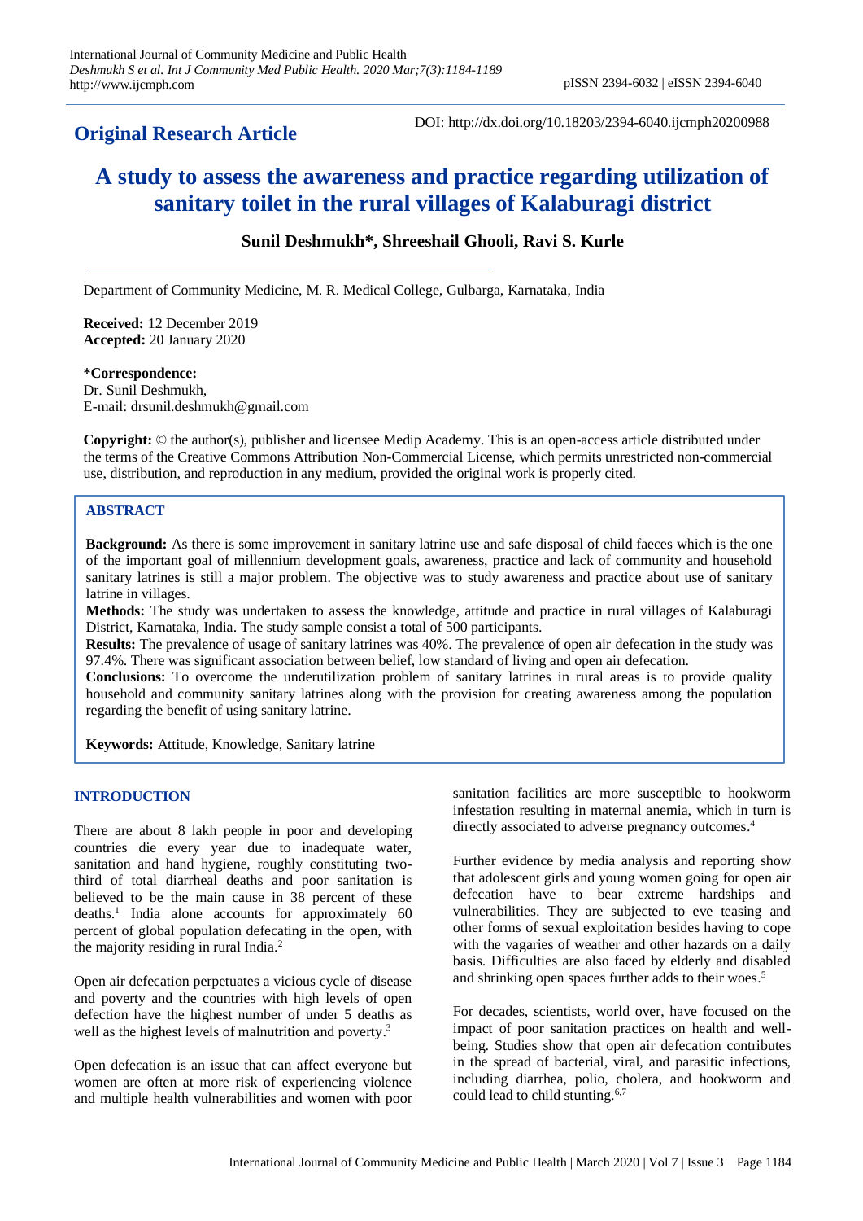**Original Research Article**

DOI: http://dx.doi.org/10.18203/2394-6040.ijcmph20200988

# A study to assess the awareness and practice regarding utilization of sanitary toilet in the rural villages of Kalaburagi district

**Sunil Deshmukh*, Shreeshail Ghooli, Ravi S. Kurle**

Department of Community Medicine, M. R. Medical College, Gulbarga, Karnataka, India

**Received:** 12 December 2019
**Accepted:** 20 January 2020

***Correspondence:**
Dr. Sunil Deshmukh,
E-mail: drsunil.deshmukh@gmail.com

**Copyright:** © the author(s), publisher and licensee Medip Academy. This is an open-access article distributed under the terms of the Creative Commons Attribution Non-Commercial License, which permits unrestricted non-commercial use, distribution, and reproduction in any medium, provided the original work is properly cited.

## ABSTRACT

**Background:** As there is some improvement in sanitary latrine use and safe disposal of child faeces which is the one of the important goal of millennium development goals, awareness, practice and lack of community and household sanitary latrines is still a major problem. The objective was to study awareness and practice about use of sanitary latrine in villages.

**Methods:** The study was undertaken to assess the knowledge, attitude and practice in rural villages of Kalaburagi District, Karnataka, India. The study sample consist a total of 500 participants.

**Results:** The prevalence of usage of sanitary latrines was 40%. The prevalence of open air defecation in the study was 97.4%. There was significant association between belief, low standard of living and open air defecation.

**Conclusions:** To overcome the underutilization problem of sanitary latrines in rural areas is to provide quality household and community sanitary latrines along with the provision for creating awareness among the population regarding the benefit of using sanitary latrine.

**Keywords:** Attitude, Knowledge, Sanitary latrine

## INTRODUCTION

There are about 8 lakh people in poor and developing countries die every year due to inadequate water, sanitation and hand hygiene, roughly constituting two-third of total diarrheal deaths and poor sanitation is believed to be the main cause in 38 percent of these deaths.[1] India alone accounts for approximately 60 percent of global population defecating in the open, with the majority residing in rural India.[2]

Open air defecation perpetuates a vicious cycle of disease and poverty and the countries with high levels of open defection have the highest number of under 5 deaths as well as the highest levels of malnutrition and poverty.[3]

Open defecation is an issue that can affect everyone but women are often at more risk of experiencing violence and multiple health vulnerabilities and women with poor sanitation facilities are more susceptible to hookworm infestation resulting in maternal anemia, which in turn is directly associated to adverse pregnancy outcomes.[4]

Further evidence by media analysis and reporting show that adolescent girls and young women going for open air defecation have to bear extreme hardships and vulnerabilities. They are subjected to eve teasing and other forms of sexual exploitation besides having to cope with the vagaries of weather and other hazards on a daily basis. Difficulties are also faced by elderly and disabled and shrinking open spaces further adds to their woes.[5]

For decades, scientists, world over, have focused on the impact of poor sanitation practices on health and well-being. Studies show that open air defecation contributes in the spread of bacterial, viral, and parasitic infections, including diarrhea, polio, cholera, and hookworm and could lead to child stunting.[6,7]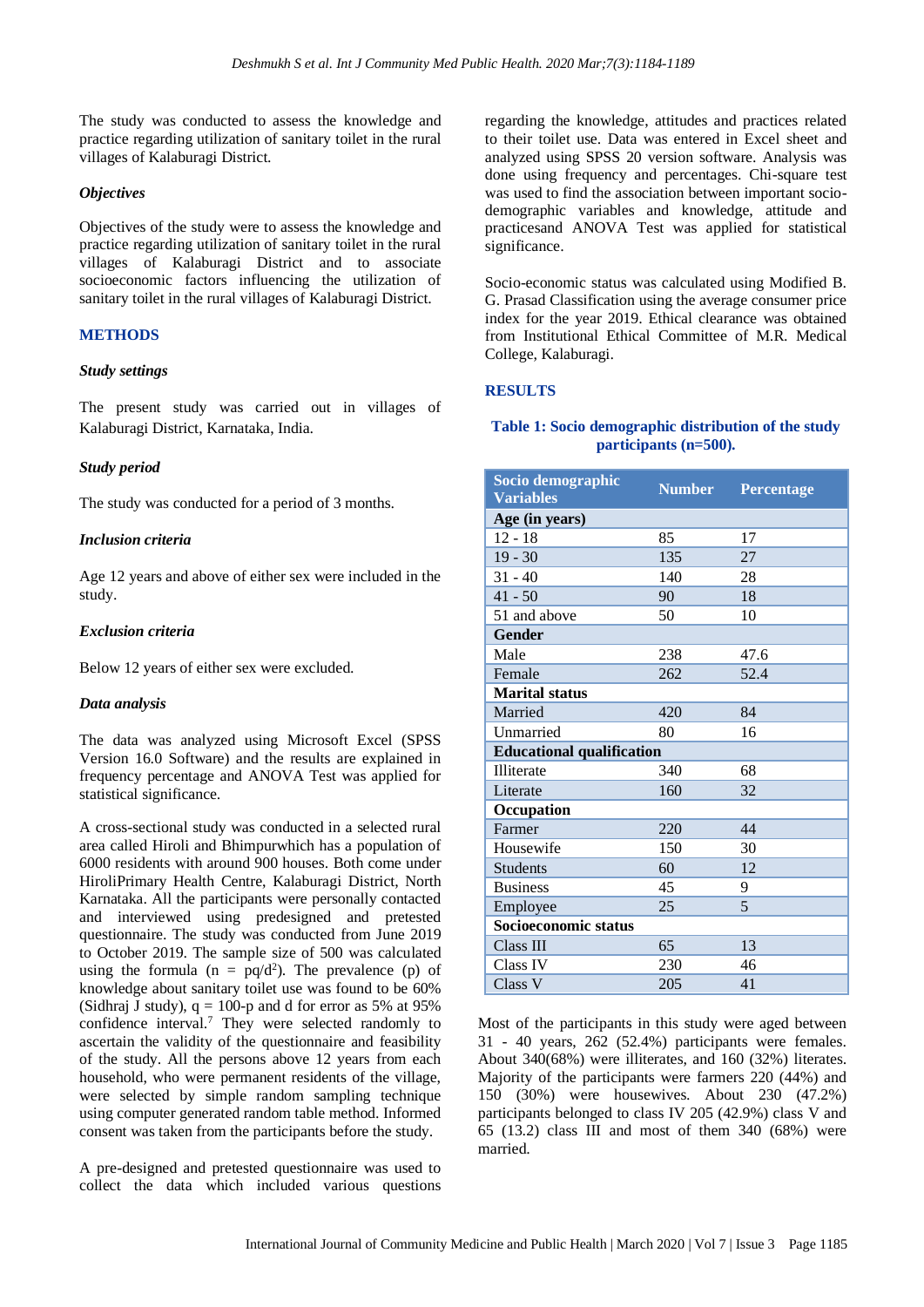The study was conducted to assess the knowledge and practice regarding utilization of sanitary toilet in the rural villages of Kalaburagi District.

### *Objectives*

Objectives of the study were to assess the knowledge and practice regarding utilization of sanitary toilet in the rural villages of Kalaburagi District and to associate socioeconomic factors influencing the utilization of sanitary toilet in the rural villages of Kalaburagi District.

## METHODS

### *Study settings*

The present study was carried out in villages of Kalaburagi District, Karnataka, India.

### *Study period*

The study was conducted for a period of 3 months.

### *Inclusion criteria*

Age 12 years and above of either sex were included in the study.

### *Exclusion criteria*

Below 12 years of either sex were excluded.

### *Data analysis*

The data was analyzed using Microsoft Excel (SPSS Version 16.0 Software) and the results are explained in frequency percentage and ANOVA Test was applied for statistical significance.

A cross-sectional study was conducted in a selected rural area called Hiroli and Bhimpurwhich has a population of 6000 residents with around 900 houses. Both come under HiroliPrimary Health Centre, Kalaburagi District, North Karnataka. All the participants were personally contacted and interviewed using predesigned and pretested questionnaire. The study was conducted from June 2019 to October 2019. The sample size of 500 was calculated using the formula ($n = pq/d^2$). The prevalence (p) of knowledge about sanitary toilet use was found to be 60% (Sidhraj J study), q = 100-p and d for error as 5% at 95% confidence interval.[7] They were selected randomly to ascertain the validity of the questionnaire and feasibility of the study. All the persons above 12 years from each household, who were permanent residents of the village, were selected by simple random sampling technique using computer generated random table method. Informed consent was taken from the participants before the study.

A pre-designed and pretested questionnaire was used to collect the data which included various questions regarding the knowledge, attitudes and practices related to their toilet use. Data was entered in Excel sheet and analyzed using SPSS 20 version software. Analysis was done using frequency and percentages. Chi-square test was used to find the association between important socio-demographic variables and knowledge, attitude and practicesand ANOVA Test was applied for statistical significance.

Socio-economic status was calculated using Modified B. G. Prasad Classification using the average consumer price index for the year 2019. Ethical clearance was obtained from Institutional Ethical Committee of M.R. Medical College, Kalaburagi.

## RESULTS

**Table 1: Socio demographic distribution of the study participants (n=500).**

| Socio demographic Variables | Number | Percentage |
|---|---|---|
| **Age (in years)** | | |
| 12 - 18 | 85 | 17 |
| 19 - 30 | 135 | 27 |
| 31 - 40 | 140 | 28 |
| 41 - 50 | 90 | 18 |
| 51 and above | 50 | 10 |
| **Gender** | | |
| Male | 238 | 47.6 |
| Female | 262 | 52.4 |
| **Marital status** | | |
| Married | 420 | 84 |
| Unmarried | 80 | 16 |
| **Educational qualification** | | |
| Illiterate | 340 | 68 |
| Literate | 160 | 32 |
| **Occupation** | | |
| Farmer | 220 | 44 |
| Housewife | 150 | 30 |
| Students | 60 | 12 |
| Business | 45 | 9 |
| Employee | 25 | 5 |
| **Socioeconomic status** | | |
| Class III | 65 | 13 |
| Class IV | 230 | 46 |
| Class V | 205 | 41 |

Most of the participants in this study were aged between 31 - 40 years, 262 (52.4%) participants were females. About 340(68%) were illiterates, and 160 (32%) literates. Majority of the participants were farmers 220 (44%) and 150 (30%) were housewives. About 230 (47.2%) participants belonged to class IV 205 (42.9%) class V and 65 (13.2) class III and most of them 340 (68%) were married.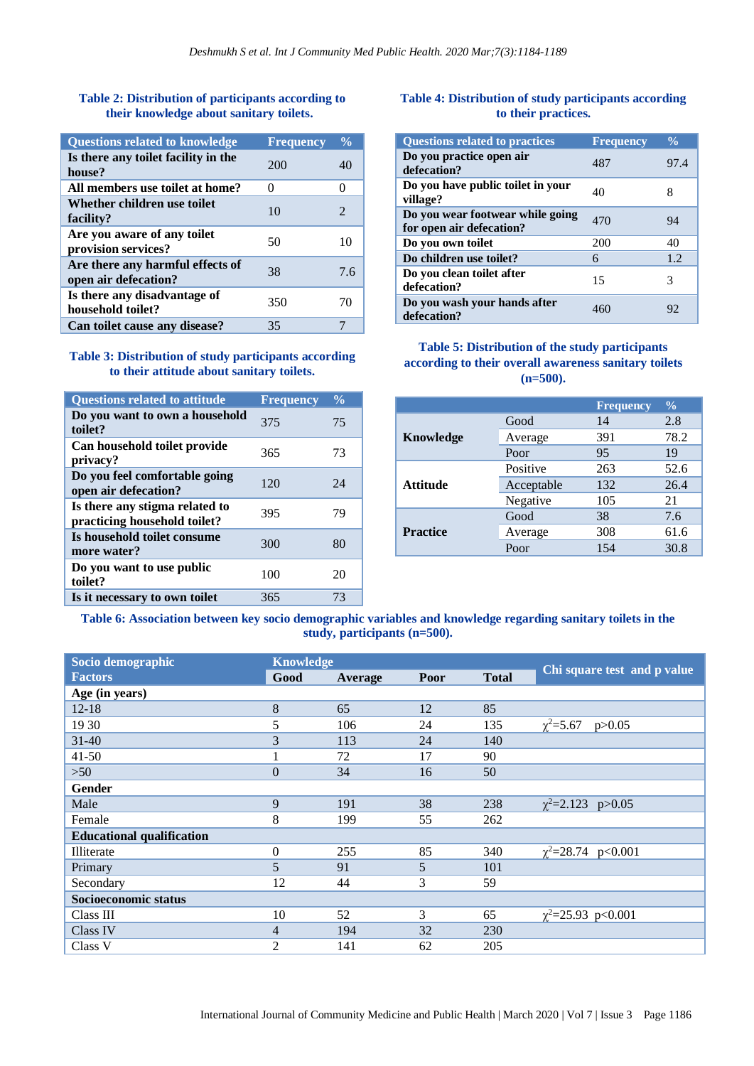**Table 2: Distribution of participants according to their knowledge about sanitary toilets.**

| Questions related to knowledge | Frequency | % |
|---|---|---|
| Is there any toilet facility in the house? | 200 | 40 |
| All members use toilet at home? | 0 | 0 |
| Whether children use toilet facility? | 10 | 2 |
| Are you aware of any toilet provision services? | 50 | 10 |
| Are there any harmful effects of open air defecation? | 38 | 7.6 |
| Is there any disadvantage of household toilet? | 350 | 70 |
| Can toilet cause any disease? | 35 | 7 |

**Table 3: Distribution of study participants according to their attitude about sanitary toilets.**

| Questions related to attitude | Frequency | % |
|---|---|---|
| Do you want to own a household toilet? | 375 | 75 |
| Can household toilet provide privacy? | 365 | 73 |
| Do you feel comfortable going open air defecation? | 120 | 24 |
| Is there any stigma related to practicing household toilet? | 395 | 79 |
| Is household toilet consume more water? | 300 | 80 |
| Do you want to use public toilet? | 100 | 20 |
| Is it necessary to own toilet | 365 | 73 |

**Table 4: Distribution of study participants according to their practices.**

| Questions related to practices | Frequency | % |
|---|---|---|
| Do you practice open air defecation? | 487 | 97.4 |
| Do you have public toilet in your village? | 40 | 8 |
| Do you wear footwear while going for open air defecation? | 470 | 94 |
| Do you own toilet | 200 | 40 |
| Do children use toilet? | 6 | 1.2 |
| Do you clean toilet after defecation? | 15 | 3 |
| Do you wash your hands after defecation? | 460 | 92 |

**Table 5: Distribution of the study participants according to their overall awareness sanitary toilets (n=500).**

| | | Frequency | % |
|---|---|---|---|
| Knowledge | Good | 14 | 2.8 |
| | Average | 391 | 78.2 |
| | Poor | 95 | 19 |
| Attitude | Positive | 263 | 52.6 |
| | Acceptable | 132 | 26.4 |
| | Negative | 105 | 21 |
| Practice | Good | 38 | 7.6 |
| | Average | 308 | 61.6 |
| | Poor | 154 | 30.8 |

**Table 6: Association between key socio demographic variables and knowledge regarding sanitary toilets in the study, participants (n=500).**

| Socio demographic Factors | Knowledge Good | Average | Poor | Total | Chi square test and p value |
|---|---|---|---|---|---|
| **Age (in years)** | | | | | |
| 12-18 | 8 | 65 | 12 | 85 | |
| 19 30 | 5 | 106 | 24 | 135 | $\chi^2$=5.67 p>0.05 |
| 31-40 | 3 | 113 | 24 | 140 | |
| 41-50 | 1 | 72 | 17 | 90 | |
| >50 | 0 | 34 | 16 | 50 | |
| **Gender** | | | | | |
| Male | 9 | 191 | 38 | 238 | $\chi^2$=2.123 p>0.05 |
| Female | 8 | 199 | 55 | 262 | |
| **Educational qualification** | | | | | |
| Illiterate | 0 | 255 | 85 | 340 | $\chi^2$=28.74 p<0.001 |
| Primary | 5 | 91 | 5 | 101 | |
| Secondary | 12 | 44 | 3 | 59 | |
| **Socioeconomic status** | | | | | |
| Class III | 10 | 52 | 3 | 65 | $\chi^2$=25.93 p<0.001 |
| Class IV | 4 | 194 | 32 | 230 | |
| Class V | 2 | 141 | 62 | 205 | |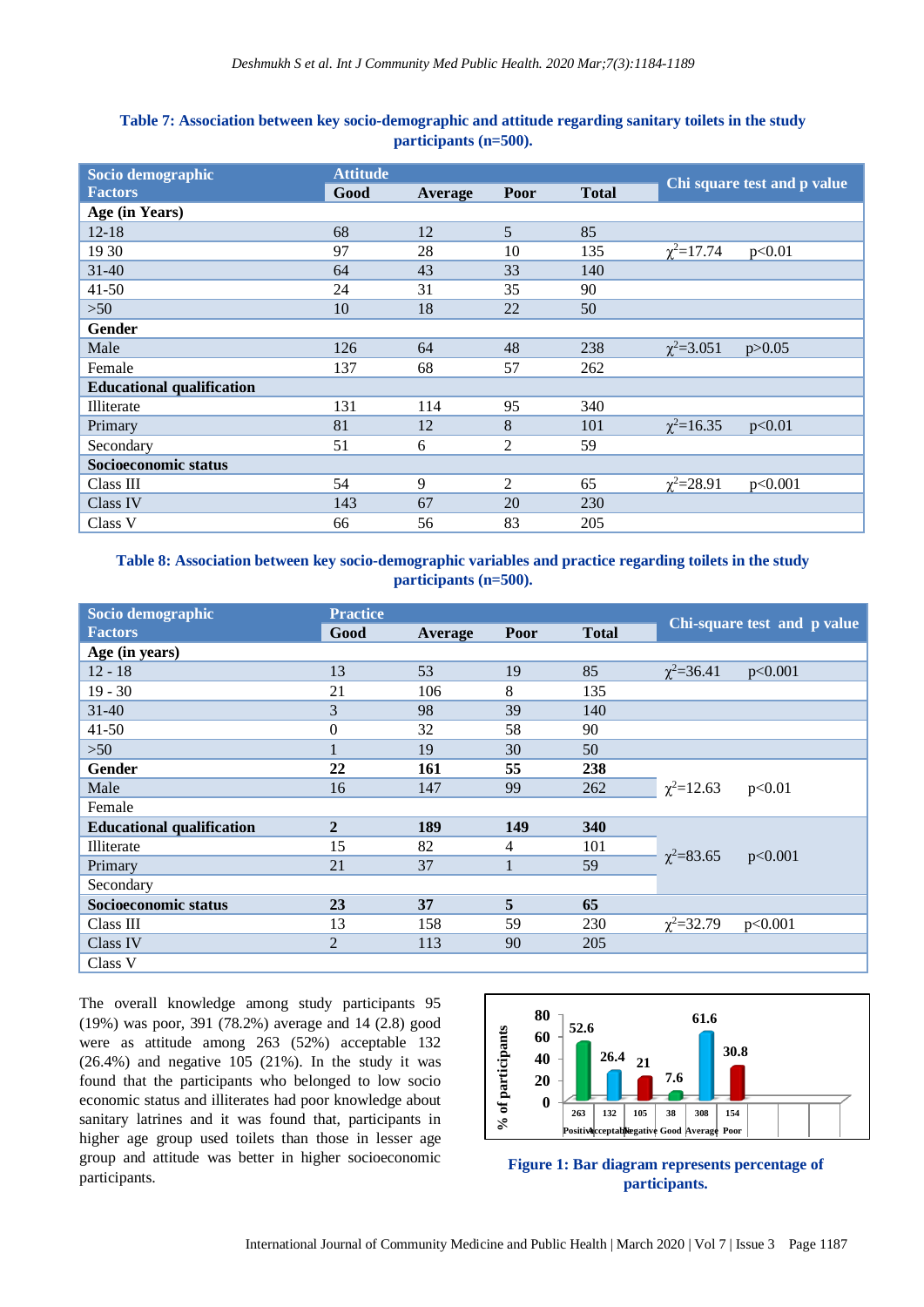**Table 7: Association between key socio-demographic and attitude regarding sanitary toilets in the study participants (n=500).**

| Socio demographic Factors | Attitude | | | | Chi square test and p value |
|---|---|---|---|---|---|
| | Good | Average | Poor | Total | |
| **Age (in Years)** | | | | | |
| 12-18 | 68 | 12 | 5 | 85 | |
| 19 30 | 97 | 28 | 10 | 135 | $\chi^2$=17.74 p<0.01 |
| 31-40 | 64 | 43 | 33 | 140 | |
| 41-50 | 24 | 31 | 35 | 90 | |
| >50 | 10 | 18 | 22 | 50 | |
| **Gender** | | | | | |
| Male | 126 | 64 | 48 | 238 | $\chi^2$=3.051 p>0.05 |
| Female | 137 | 68 | 57 | 262 | |
| **Educational qualification** | | | | | |
| Illiterate | 131 | 114 | 95 | 340 | |
| Primary | 81 | 12 | 8 | 101 | $\chi^2$=16.35 p<0.01 |
| Secondary | 51 | 6 | 2 | 59 | |
| **Socioeconomic status** | | | | | |
| Class III | 54 | 9 | 2 | 65 | $\chi^2$=28.91 p<0.001 |
| Class IV | 143 | 67 | 20 | 230 | |
| Class V | 66 | 56 | 83 | 205 | |

**Table 8: Association between key socio-demographic variables and practice regarding toilets in the study participants (n=500).**

| Socio demographic Factors | Practice | | | | Chi-square test and p value |
|---|---|---|---|---|---|
| | Good | Average | Poor | Total | |
| **Age (in years)** | | | | | |
| 12 - 18 | 13 | 53 | 19 | 85 | $\chi^2$=36.41 p<0.001 |
| 19 - 30 | 21 | 106 | 8 | 135 | |
| 31-40 | 3 | 98 | 39 | 140 | |
| 41-50 | 0 | 32 | 58 | 90 | |
| >50 | 1 | 19 | 30 | 50 | |
| **Gender** | **22** | **161** | **55** | **238** | |
| Male | 16 | 147 | 99 | 262 | $\chi^2$=12.63 p<0.01 |
| Female | | | | | |
| **Educational qualification** | **2** | **189** | **149** | **340** | |
| Illiterate | 15 | 82 | 4 | 101 | $\chi^2$=83.65 p<0.001 |
| Primary | 21 | 37 | 1 | 59 | |
| Secondary | | | | | |
| **Socioeconomic status** | **23** | **37** | **5** | **65** | |
| Class III | 13 | 158 | 59 | 230 | $\chi^2$=32.79 p<0.001 |
| Class IV | 2 | 113 | 90 | 205 | |
| Class V | | | | | |

The overall knowledge among study participants 95 (19%) was poor, 391 (78.2%) average and 14 (2.8) good were as attitude among 263 (52%) acceptable 132 (26.4%) and negative 105 (21%). In the study it was found that the participants who belonged to low socio economic status and illiterates had poor knowledge about sanitary latrines and it was found that, participants in higher age group used toilets than those in lesser age group and attitude was better in higher socioeconomic participants.

**Figure 1: Bar diagram represents percentage of participants.**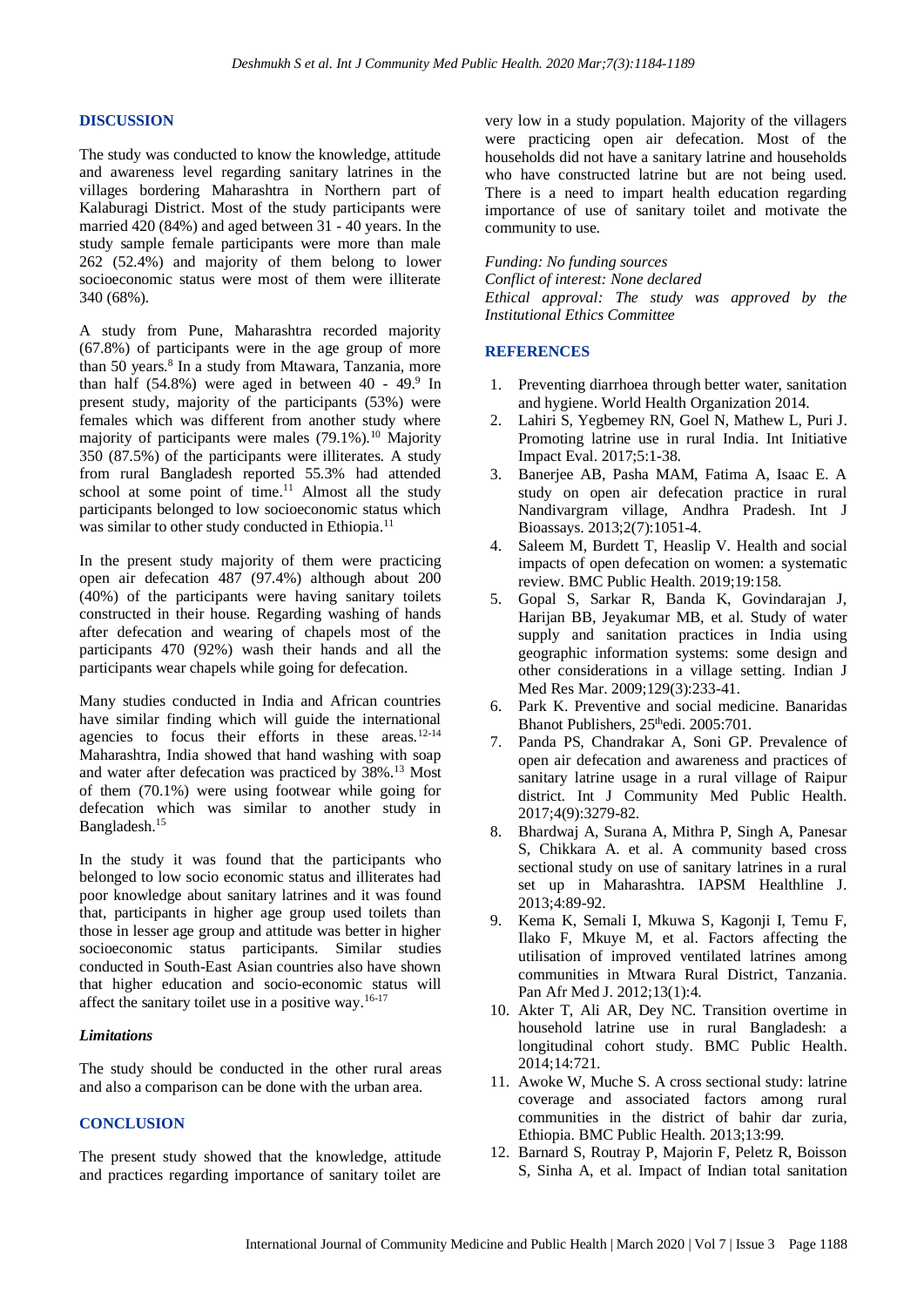## DISCUSSION

The study was conducted to know the knowledge, attitude and awareness level regarding sanitary latrines in the villages bordering Maharashtra in Northern part of Kalaburagi District. Most of the study participants were married 420 (84%) and aged between 31 - 40 years. In the study sample female participants were more than male 262 (52.4%) and majority of them belong to lower socioeconomic status were most of them were illiterate 340 (68%).

A study from Pune, Maharashtra recorded majority (67.8%) of participants were in the age group of more than 50 years.[8] In a study from Mtawara, Tanzania, more than half (54.8%) were aged in between 40 - 49.[9] In present study, majority of the participants (53%) were females which was different from another study where majority of participants were males (79.1%).[10] Majority 350 (87.5%) of the participants were illiterates. A study from rural Bangladesh reported 55.3% had attended school at some point of time.[11] Almost all the study participants belonged to low socioeconomic status which was similar to other study conducted in Ethiopia.[11]

In the present study majority of them were practicing open air defecation 487 (97.4%) although about 200 (40%) of the participants were having sanitary toilets constructed in their house. Regarding washing of hands after defecation and wearing of chapels most of the participants 470 (92%) wash their hands and all the participants wear chapels while going for defecation.

Many studies conducted in India and African countries have similar finding which will guide the international agencies to focus their efforts in these areas.[12-14] Maharashtra, India showed that hand washing with soap and water after defecation was practiced by 38%.[13] Most of them (70.1%) were using footwear while going for defecation which was similar to another study in Bangladesh.[15]

In the study it was found that the participants who belonged to low socio economic status and illiterates had poor knowledge about sanitary latrines and it was found that, participants in higher age group used toilets than those in lesser age group and attitude was better in higher socioeconomic status participants. Similar studies conducted in South-East Asian countries also have shown that higher education and socio-economic status will affect the sanitary toilet use in a positive way.[16-17]

### *Limitations*

The study should be conducted in the other rural areas and also a comparison can be done with the urban area.

## CONCLUSION

The present study showed that the knowledge, attitude and practices regarding importance of sanitary toilet are very low in a study population. Majority of the villagers were practicing open air defecation. Most of the households did not have a sanitary latrine and households who have constructed latrine but are not being used. There is a need to impart health education regarding importance of use of sanitary toilet and motivate the community to use.

*Funding: No funding sources*
*Conflict of interest: None declared*
*Ethical approval: The study was approved by the Institutional Ethics Committee*

## REFERENCES

1. Preventing diarrhoea through better water, sanitation and hygiene. World Health Organization 2014.
2. Lahiri S, Yegbemey RN, Goel N, Mathew L, Puri J. Promoting latrine use in rural India. Int Initiative Impact Eval. 2017;5:1-38.
3. Banerjee AB, Pasha MAM, Fatima A, Isaac E. A study on open air defecation practice in rural Nandivargram village, Andhra Pradesh. Int J Bioassays. 2013;2(7):1051-4.
4. Saleem M, Burdett T, Heaslip V. Health and social impacts of open defecation on women: a systematic review. BMC Public Health. 2019;19:158.
5. Gopal S, Sarkar R, Banda K, Govindarajan J, Harijan BB, Jeyakumar MB, et al. Study of water supply and sanitation practices in India using geographic information systems: some design and other considerations in a village setting. Indian J Med Res Mar. 2009;129(3):233-41.
6. Park K. Preventive and social medicine. Banaridas Bhanot Publishers, 25thedi. 2005:701.
7. Panda PS, Chandrakar A, Soni GP. Prevalence of open air defecation and awareness and practices of sanitary latrine usage in a rural village of Raipur district. Int J Community Med Public Health. 2017;4(9):3279-82.
8. Bhardwaj A, Surana A, Mithra P, Singh A, Panesar S, Chikkara A. et al. A community based cross sectional study on use of sanitary latrines in a rural set up in Maharashtra. IAPSM Healthline J. 2013;4:89-92.
9. Kema K, Semali I, Mkuwa S, Kagonji I, Temu F, Ilako F, Mkuye M, et al. Factors affecting the utilisation of improved ventilated latrines among communities in Mtwara Rural District, Tanzania. Pan Afr Med J. 2012;13(1):4.
10. Akter T, Ali AR, Dey NC. Transition overtime in household latrine use in rural Bangladesh: a longitudinal cohort study. BMC Public Health. 2014;14:721.
11. Awoke W, Muche S. A cross sectional study: latrine coverage and associated factors among rural communities in the district of bahir dar zuria, Ethiopia. BMC Public Health. 2013;13:99.
12. Barnard S, Routray P, Majorin F, Peletz R, Boisson S, Sinha A, et al. Impact of Indian total sanitation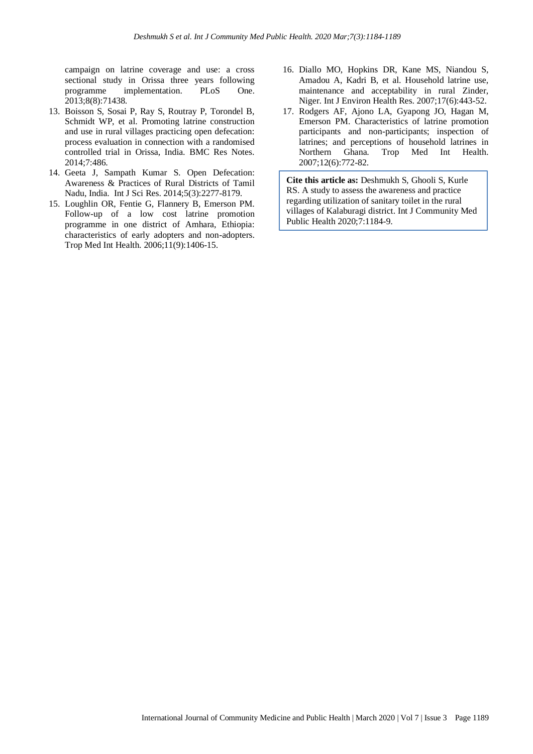campaign on latrine coverage and use: a cross sectional study in Orissa three years following programme implementation. PLoS One. 2013;8(8):71438.

13. Boisson S, Sosai P, Ray S, Routray P, Torondel B, Schmidt WP, et al. Promoting latrine construction and use in rural villages practicing open defecation: process evaluation in connection with a randomised controlled trial in Orissa, India. BMC Res Notes. 2014;7:486.
14. Geeta J, Sampath Kumar S. Open Defecation: Awareness & Practices of Rural Districts of Tamil Nadu, India. Int J Sci Res. 2014;5(3):2277-8179.
15. Loughlin OR, Fentie G, Flannery B, Emerson PM. Follow-up of a low cost latrine promotion programme in one district of Amhara, Ethiopia: characteristics of early adopters and non-adopters. Trop Med Int Health. 2006;11(9):1406-15.
16. Diallo MO, Hopkins DR, Kane MS, Niandou S, Amadou A, Kadri B, et al. Household latrine use, maintenance and acceptability in rural Zinder, Niger. Int J Environ Health Res. 2007;17(6):443-52.
17. Rodgers AF, Ajono LA, Gyapong JO, Hagan M, Emerson PM. Characteristics of latrine promotion participants and non-participants; inspection of latrines; and perceptions of household latrines in Northern Ghana. Trop Med Int Health. 2007;12(6):772-82.

**Cite this article as:** Deshmukh S, Ghooli S, Kurle RS. A study to assess the awareness and practice regarding utilization of sanitary toilet in the rural villages of Kalaburagi district. Int J Community Med Public Health 2020;7:1184-9.